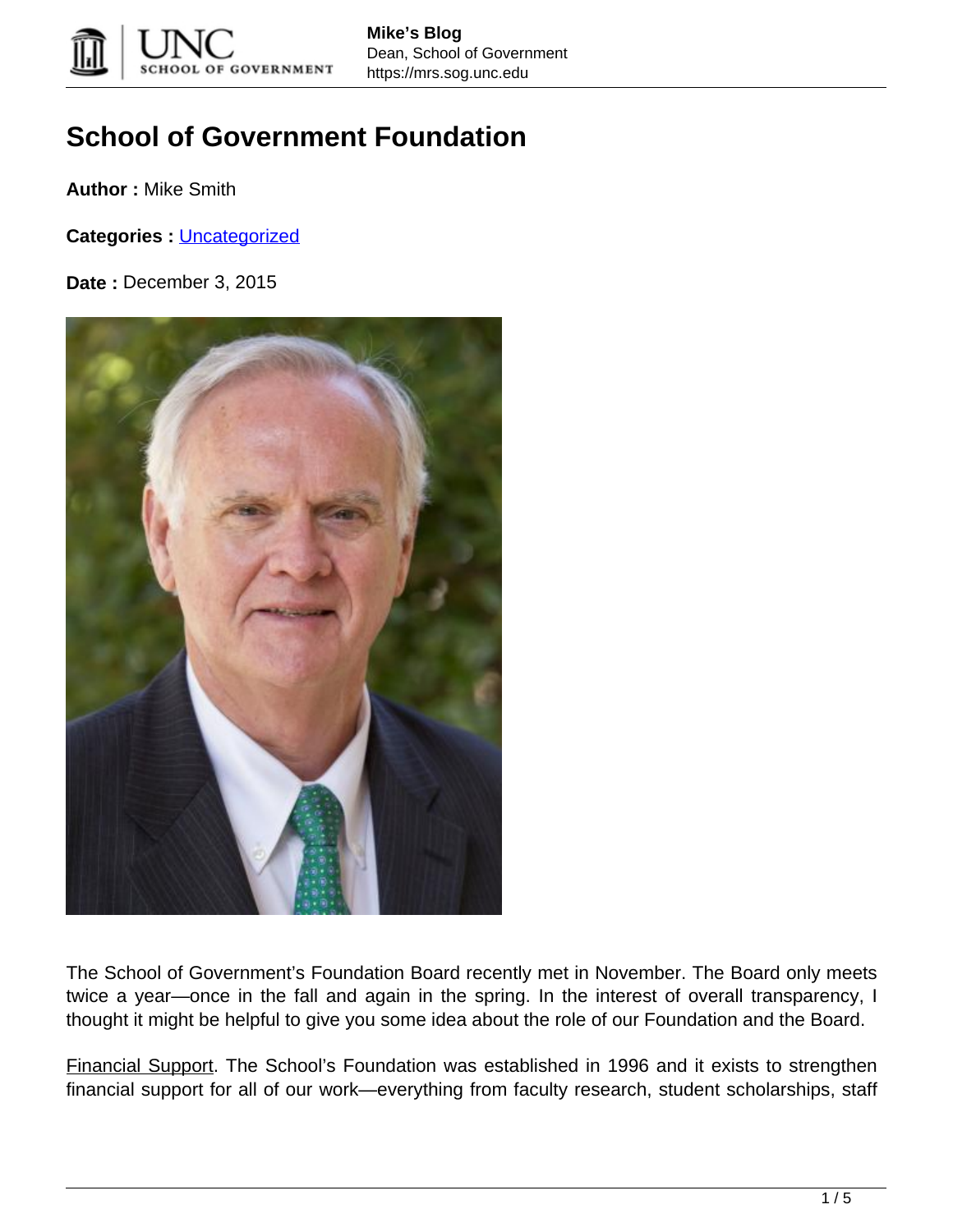# School of Government Foundation

**Author :** Mike Smith

**Categories :** Uncategorized

**Date :** December 3, 2015

The School of Government's Foundation Board recently met in November. The Board only meets twice a year—once in the fall and again in the spring. In the interest of overall transparency, I thought it might be helpful to give you some idea about the role of our Foundation and the Board.

Financial Support. The School's Foundation was established in 1996 and it exists to strengthen financial support for all of our work—everything from faculty research, student scholarships, staff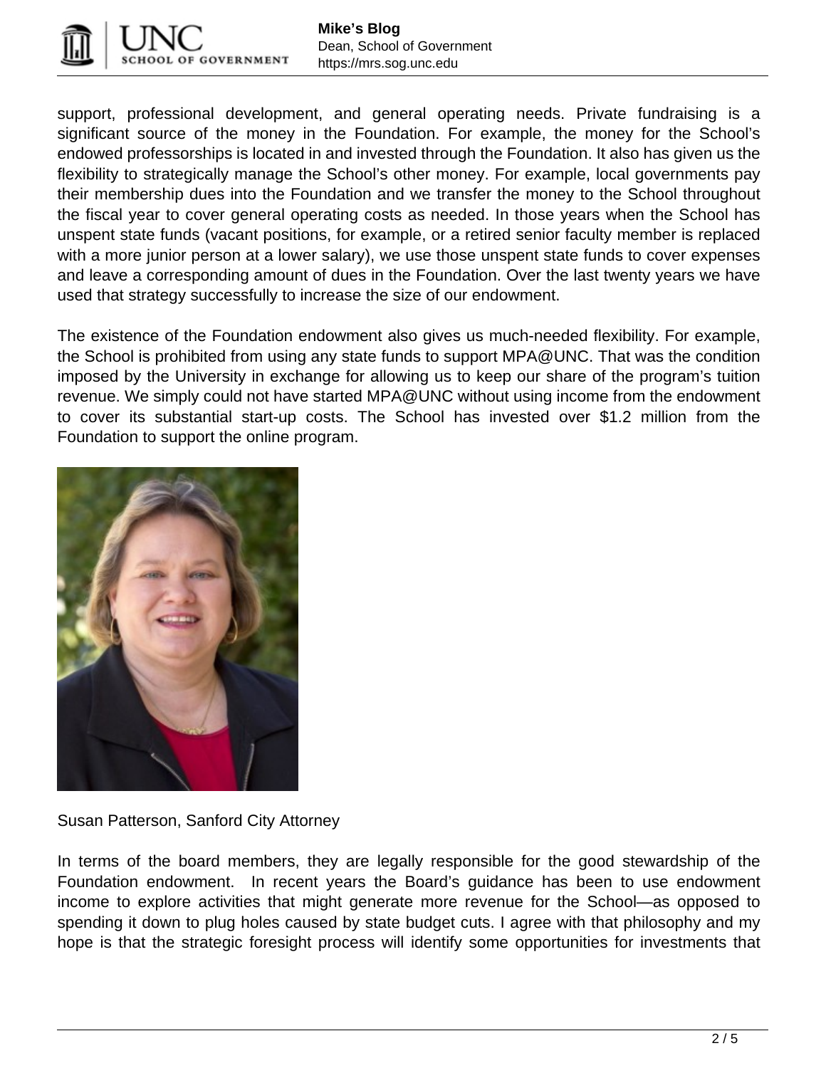support, professional development, and general operating needs. Private fundraising is a significant source of the money in the Foundation. For example, the money for the School's endowed professorships is located in and invested through the Foundation. It also has given us the flexibility to strategically manage the School's other money. For example, local governments pay their membership dues into the Foundation and we transfer the money to the School throughout the fiscal year to cover general operating costs as needed. In those years when the School has unspent state funds (vacant positions, for example, or a retired senior faculty member is replaced with a more junior person at a lower salary), we use those unspent state funds to cover expenses and leave a corresponding amount of dues in the Foundation. Over the last twenty years we have used that strategy successfully to increase the size of our endowment.

The existence of the Foundation endowment also gives us much-needed flexibility. For example, the School is prohibited from using any state funds to support MPA@UNC. That was the condition imposed by the University in exchange for allowing us to keep our share of the program's tuition revenue. We simply could not have started MPA@UNC without using income from the endowment to cover its substantial start-up costs. The School has invested over $1.2 million from the Foundation to support the online program.

Susan Patterson, Sanford City Attorney

In terms of the board members, they are legally responsible for the good stewardship of the Foundation endowment. In recent years the Board's guidance has been to use endowment income to explore activities that might generate more revenue for the School—as opposed to spending it down to plug holes caused by state budget cuts. I agree with that philosophy and my hope is that the strategic foresight process will identify some opportunities for investments that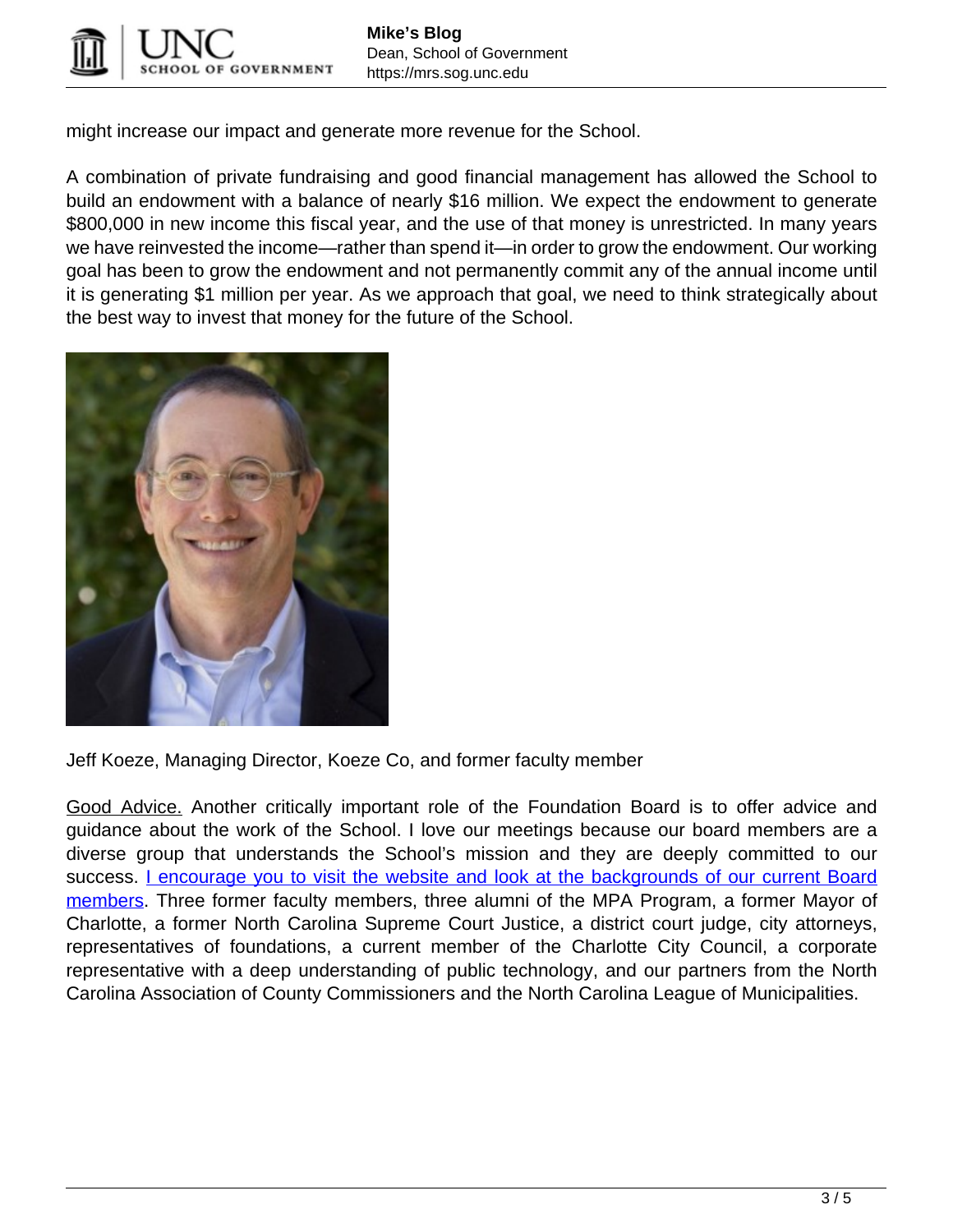might increase our impact and generate more revenue for the School.

A combination of private fundraising and good financial management has allowed the School to build an endowment with a balance of nearly $16 million. We expect the endowment to generate $800,000 in new income this fiscal year, and the use of that money is unrestricted. In many years we have reinvested the income—rather than spend it—in order to grow the endowment. Our working goal has been to grow the endowment and not permanently commit any of the annual income until it is generating $1 million per year. As we approach that goal, we need to think strategically about the best way to invest that money for the future of the School.

Jeff Koeze, Managing Director, Koeze Co, and former faculty member

Good Advice. Another critically important role of the Foundation Board is to offer advice and guidance about the work of the School. I love our meetings because our board members are a diverse group that understands the School's mission and they are deeply committed to our success. I encourage you to visit the website and look at the backgrounds of our current Board members. Three former faculty members, three alumni of the MPA Program, a former Mayor of Charlotte, a former North Carolina Supreme Court Justice, a district court judge, city attorneys, representatives of foundations, a current member of the Charlotte City Council, a corporate representative with a deep understanding of public technology, and our partners from the North Carolina Association of County Commissioners and the North Carolina League of Municipalities.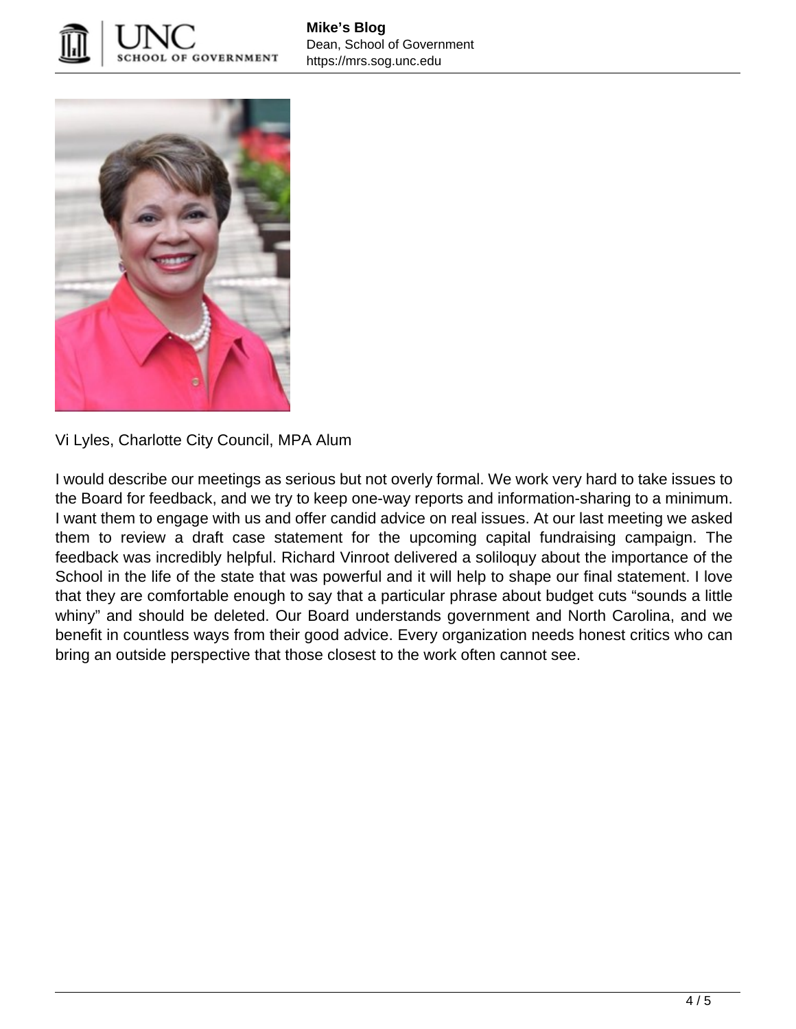Vi Lyles, Charlotte City Council, MPA Alum

I would describe our meetings as serious but not overly formal. We work very hard to take issues to the Board for feedback, and we try to keep one-way reports and information-sharing to a minimum. I want them to engage with us and offer candid advice on real issues. At our last meeting we asked them to review a draft case statement for the upcoming capital fundraising campaign. The feedback was incredibly helpful. Richard Vinroot delivered a soliloquy about the importance of the School in the life of the state that was powerful and it will help to shape our final statement. I love that they are comfortable enough to say that a particular phrase about budget cuts "sounds a little whiny" and should be deleted. Our Board understands government and North Carolina, and we benefit in countless ways from their good advice. Every organization needs honest critics who can bring an outside perspective that those closest to the work often cannot see.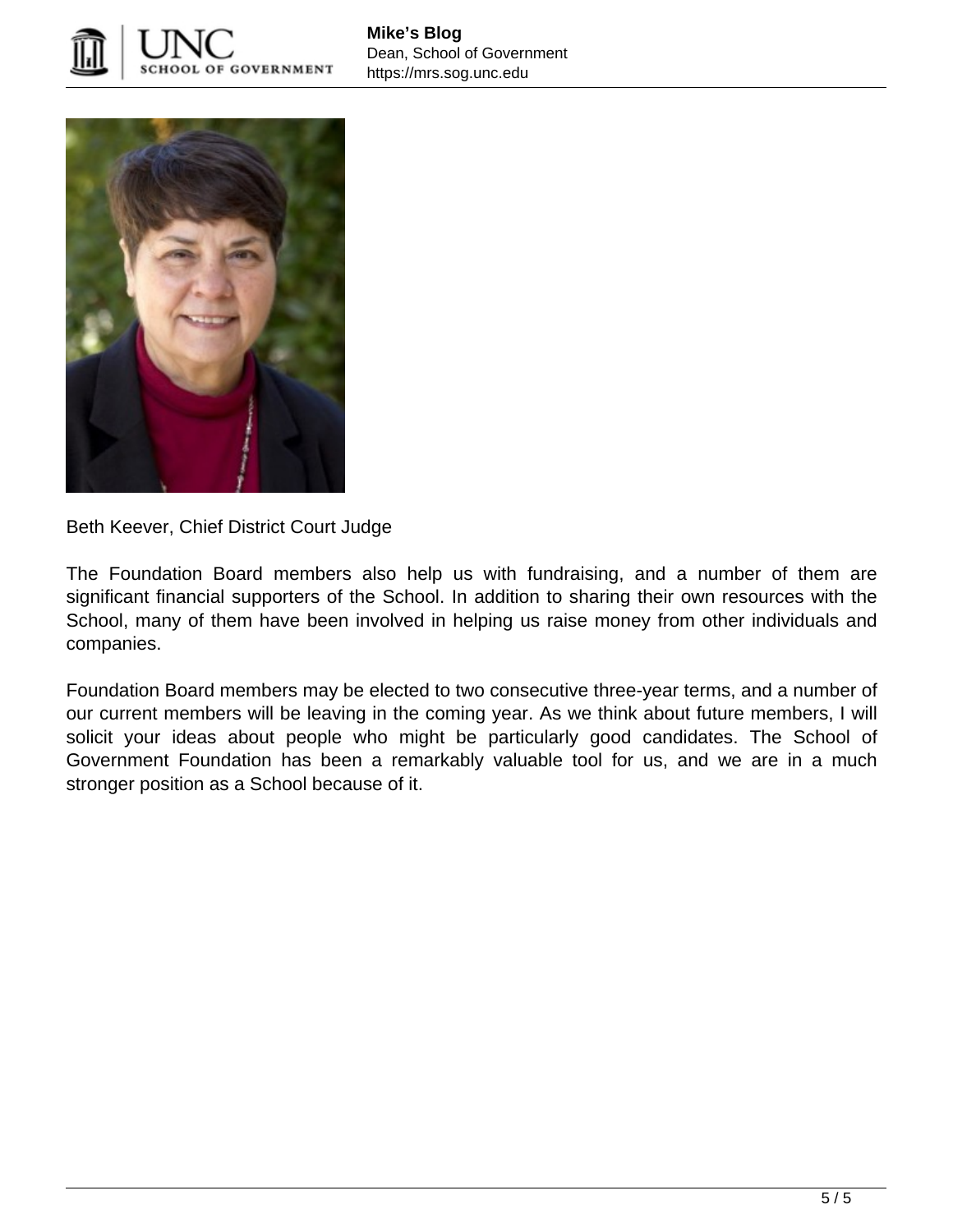Beth Keever, Chief District Court Judge

The Foundation Board members also help us with fundraising, and a number of them are significant financial supporters of the School. In addition to sharing their own resources with the School, many of them have been involved in helping us raise money from other individuals and companies.

Foundation Board members may be elected to two consecutive three-year terms, and a number of our current members will be leaving in the coming year. As we think about future members, I will solicit your ideas about people who might be particularly good candidates. The School of Government Foundation has been a remarkably valuable tool for us, and we are in a much stronger position as a School because of it.